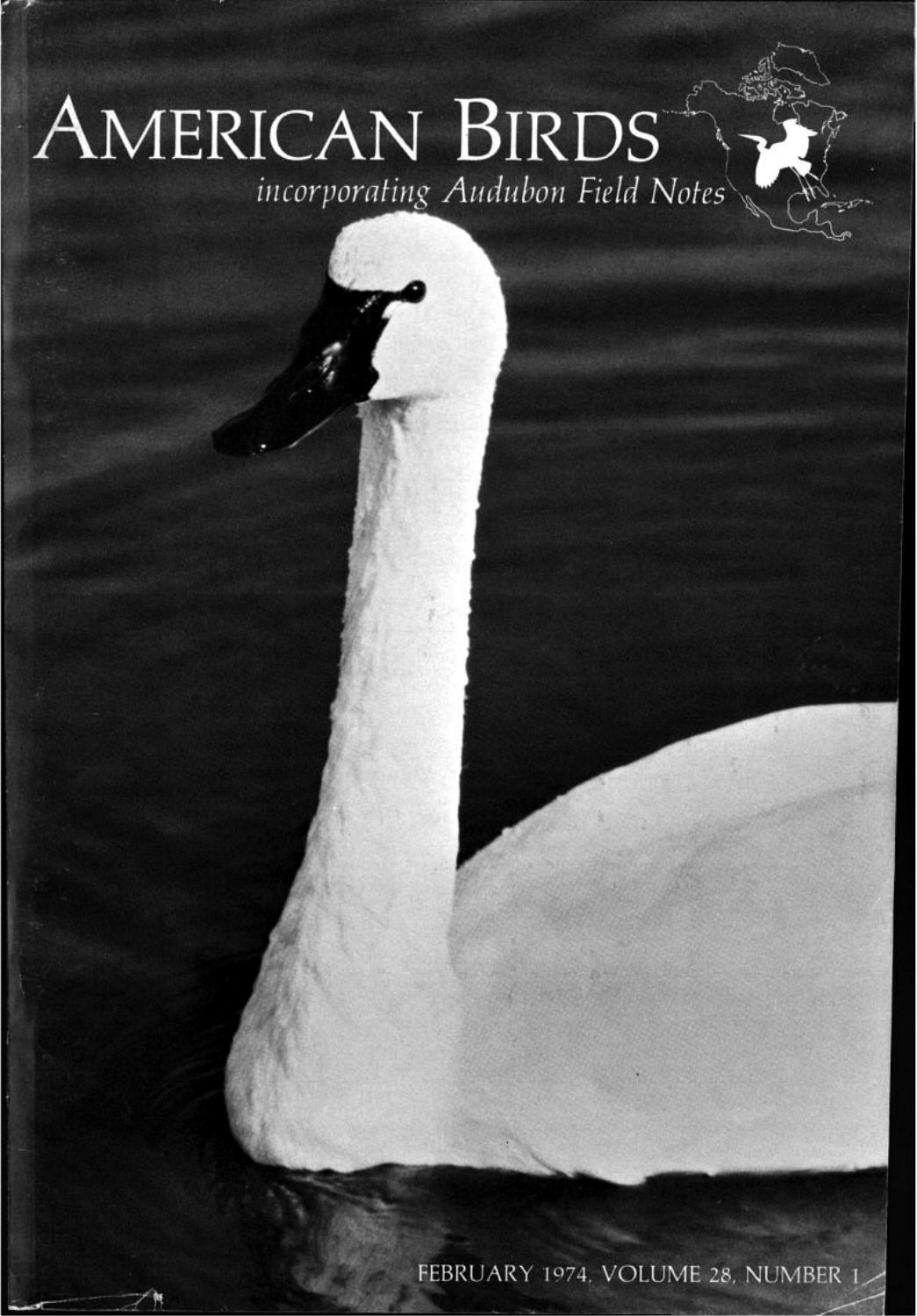# AMERICAN BIRDS

*incorporating Audubon Field Notes*

FEBRUARY 1974, VOLUME 28, NUMBER 1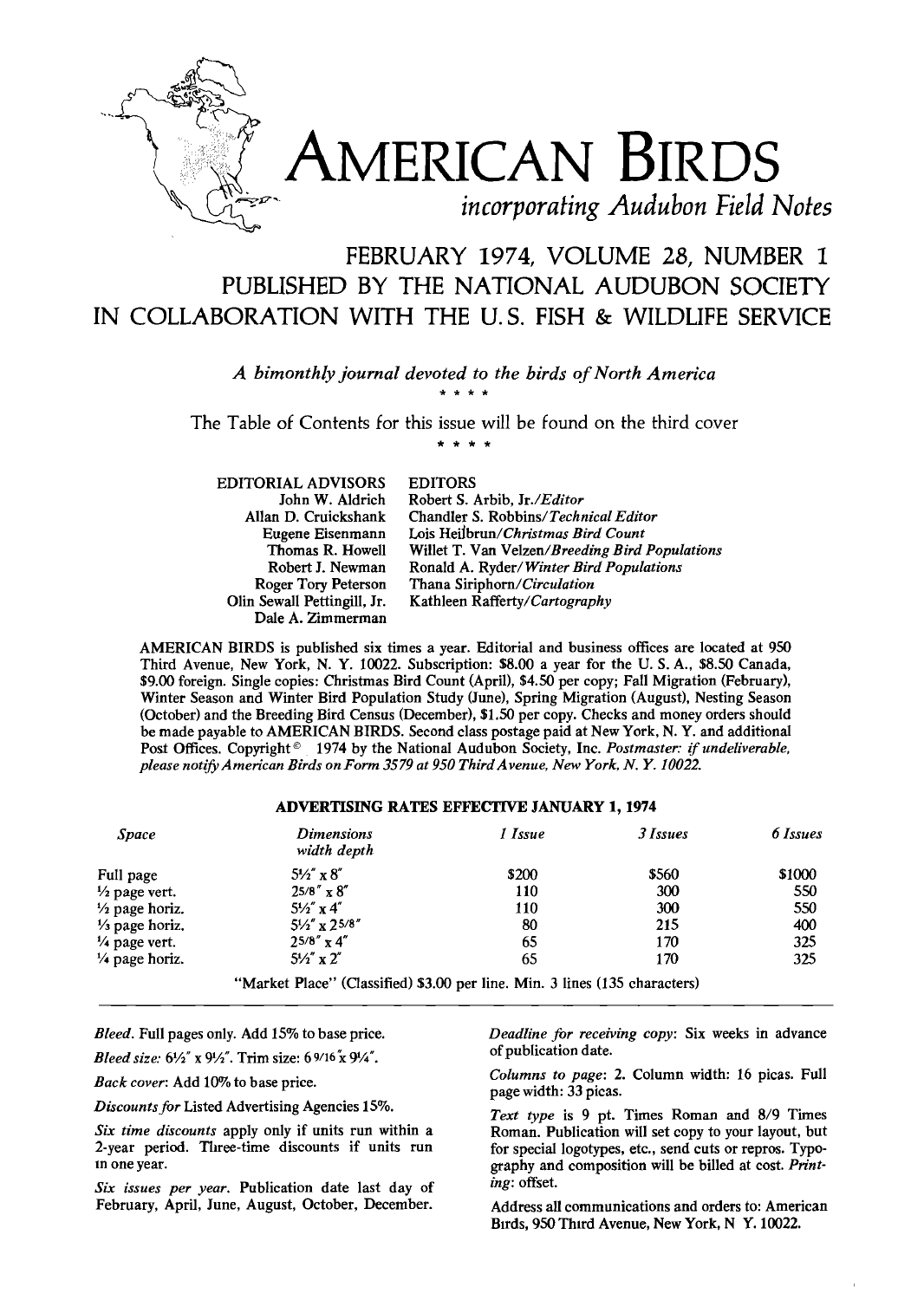# AMERICAN BIRDS

*incorporating Audubon Field Notes*

## FEBRUARY 1974, VOLUME 28, NUMBER 1
## PUBLISHED BY THE NATIONAL AUDUBON SOCIETY IN COLLABORATION WITH THE U. S. FISH & WILDLIFE SERVICE

*A bimonthly journal devoted to the birds of North America*

\* \* \* \*

The Table of Contents for this issue will be found on the third cover

\* \* \* \*

**EDITORIAL ADVISORS**
John W. Aldrich
Allan D. Cruickshank
Eugene Eisenmann
Thomas R. Howell
Robert J. Newman
Roger Tory Peterson
Olin Sewall Pettingill, Jr.
Dale A. Zimmerman

**EDITORS**
Robert S. Arbib, Jr./*Editor*
Chandler S. Robbins/*Technical Editor*
Lois Heilbrun/*Christmas Bird Count*
Willet T. Van Velzen/*Breeding Bird Populations*
Ronald A. Ryder/*Winter Bird Populations*
Thana Siriphorn/*Circulation*
Kathleen Rafferty/*Cartography*

AMERICAN BIRDS is published six times a year. Editorial and business offices are located at 950 Third Avenue, New York, N. Y. 10022. Subscription: $8.00 a year for the U. S. A., $8.50 Canada, $9.00 foreign. Single copies: Christmas Bird Count (April), $4.50 per copy; Fall Migration (February), Winter Season and Winter Bird Population Study (June), Spring Migration (August), Nesting Season (October) and the Breeding Bird Census (December), $1.50 per copy. Checks and money orders should be made payable to AMERICAN BIRDS. Second class postage paid at New York, N. Y. and additional Post Offices. Copyright © 1974 by the National Audubon Society, Inc. *Postmaster: if undeliverable, please notify American Birds on Form 3579 at 950 Third Avenue, New York, N. Y. 10022.*

### ADVERTISING RATES EFFECTIVE JANUARY 1, 1974

| *Space* | *Dimensions* width depth | *1 Issue* | *3 Issues* | *6 Issues* |
|---|---|---|---|---|
| Full page | 5½" x 8" | $200 | $560 | $1000 |
| ½ page vert. | 25/8" x 8" | 110 | 300 | 550 |
| ½ page horiz. | 5½" x 4" | 110 | 300 | 550 |
| ⅓ page horiz. | 5½" x 25/8" | 80 | 215 | 400 |
| ¼ page vert. | 25/8" x 4" | 65 | 170 | 325 |
| ¼ page horiz. | 5½" x 2" | 65 | 170 | 325 |

"Market Place" (Classified) $3.00 per line. Min. 3 lines (135 characters)

*Bleed.* Full pages only. Add 15% to base price.

*Bleed size:* 6½" x 9½". Trim size: 6 9/16" x 9¼".

*Back cover:* Add 10% to base price.

*Discounts for* Listed Advertising Agencies 15%.

*Six time discounts* apply only if units run within a 2-year period. Three-time discounts if units run in one year.

*Six issues per year.* Publication date last day of February, April, June, August, October, December.

*Deadline for receiving copy:* Six weeks in advance of publication date.

*Columns to page:* 2. Column width: 16 picas. Full page width: 33 picas.

*Text type* is 9 pt. Times Roman and 8/9 Times Roman. Publication will set copy to your layout, but for special logotypes, etc., send cuts or repros. Typography and composition will be billed at cost. *Printing:* offset.

Address all communications and orders to: American Birds, 950 Third Avenue, New York, N Y. 10022.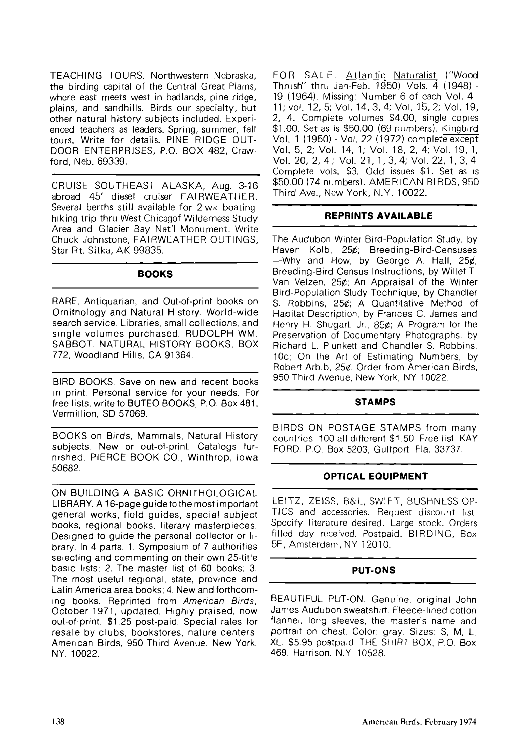TEACHING TOURS. Northwestern Nebraska, the birding capital of the Central Great Plains, where east meets west in badlands, pine ridge, plains, and sandhills. Birds our specialty, but other natural history subjects included. Experienced teachers as leaders. Spring, summer, fall tours. Write for details. PINE RIDGE OUTDOOR ENTERPRISES, P.O. BOX 482, Crawford, Neb. 69339.

CRUISE SOUTHEAST ALASKA, Aug. 3-16 abroad 45' diesel cruiser FAIRWEATHER. Several berths still available for 2-wk boating-hiking trip thru West Chicagof Wilderness Study Area and Glacier Bay Nat'l Monument. Write Chuck Johnstone, FAIRWEATHER OUTINGS, Star Rt. Sitka, AK 99835.

## BOOKS

RARE, Antiquarian, and Out-of-print books on Ornithology and Natural History. World-wide search service. Libraries, small collections, and single volumes purchased. RUDOLPH WM. SABBOT. NATURAL HISTORY BOOKS, BOX 772, Woodland Hills, CA 91364.

BIRD BOOKS. Save on new and recent books in print. Personal service for your needs. For free lists, write to BUTEO BOOKS, P.O. Box 481, Vermillion, SD 57069.

BOOKS on Birds, Mammals, Natural History subjects. New or out-of-print. Catalogs furnished. PIERCE BOOK CO., Winthrop, Iowa 50682.

ON BUILDING A BASIC ORNITHOLOGICAL LIBRARY. A 16-page guide to the most important general works, field guides, special subject books, regional books, literary masterpieces. Designed to guide the personal collector or library. In 4 parts: 1. Symposium of 7 authorities selecting and commenting on their own 25-title basic lists; 2. The master list of 60 books; 3. The most useful regional, state, province and Latin America area books; 4. New and forthcoming books. Reprinted from *American Birds*, October 1971, updated. Highly praised, now out-of-print. $1.25 post-paid. Special rates for resale by clubs, bookstores, nature centers. American Birds, 950 Third Avenue, New York, NY. 10022.

FOR SALE. Atlantic Naturalist ("Wood Thrush" thru Jan-Feb. 1950) Vols. 4 (1948) - 19 (1964). Missing: Number 6 of each Vol. 4 - 11; vol. 12, 5; Vol. 14, 3, 4; Vol. 15, 2; Vol. 19, 2, 4. Complete volumes $4.00, single copies $1.00. Set as is $50.00 (69 numbers). Kingbird Vol. 1 (1950) - Vol. 22 (1972) complete except Vol. 5, 2; Vol. 14, 1; Vol. 18, 2, 4; Vol. 19, 1, Vol. 20, 2, 4; Vol. 21, 1, 3, 4; Vol. 22, 1, 3, 4 Complete vols. $3. Odd issues $1. Set as is $50.00 (74 numbers). AMERICAN BIRDS, 950 Third Ave., New York, N.Y. 10022.

## REPRINTS AVAILABLE

The Audubon Winter Bird-Population Study, by Haven Kolb, 25¢; Breeding-Bird-Censuses —Why and How, by George A. Hall, 25¢, Breeding-Bird Census Instructions, by Willet T Van Velzen, 25¢; An Appraisal of the Winter Bird-Population Study Technique, by Chandler S. Robbins, 25¢; A Quantitative Method of Habitat Description, by Frances C. James and Henry H. Shugart, Jr., 85¢; A Program for the Preservation of Documentary Photographs, by Richard L. Plunkett and Chandler S. Robbins, 10c; On the Art of Estimating Numbers, by Robert Arbib, 25¢. Order from American Birds, 950 Third Avenue, New York, NY 10022.

## STAMPS

BIRDS ON POSTAGE STAMPS from many countries. 100 all different $1.50. Free list. KAY FORD. P.O. Box 5203, Gulfport, Fla. 33737.

## OPTICAL EQUIPMENT

LEITZ, ZEISS, B&L, SWIFT, BUSHNESS OPTICS and accessories. Request discount list Specify literature desired. Large stock. Orders filled day received. Postpaid. BIRDING, Box 5E, Amsterdam, NY 12010.

## PUT-ONS

BEAUTIFUL PUT-ON. Genuine, original John James Audubon sweatshirt. Fleece-lined cotton flannel, long sleeves, the master's name and portrait on chest. Color: gray. Sizes: S, M, L, XL. $5.95 postpaid. THE SHIRT BOX, P.O. Box 469, Harrison, N.Y. 10528.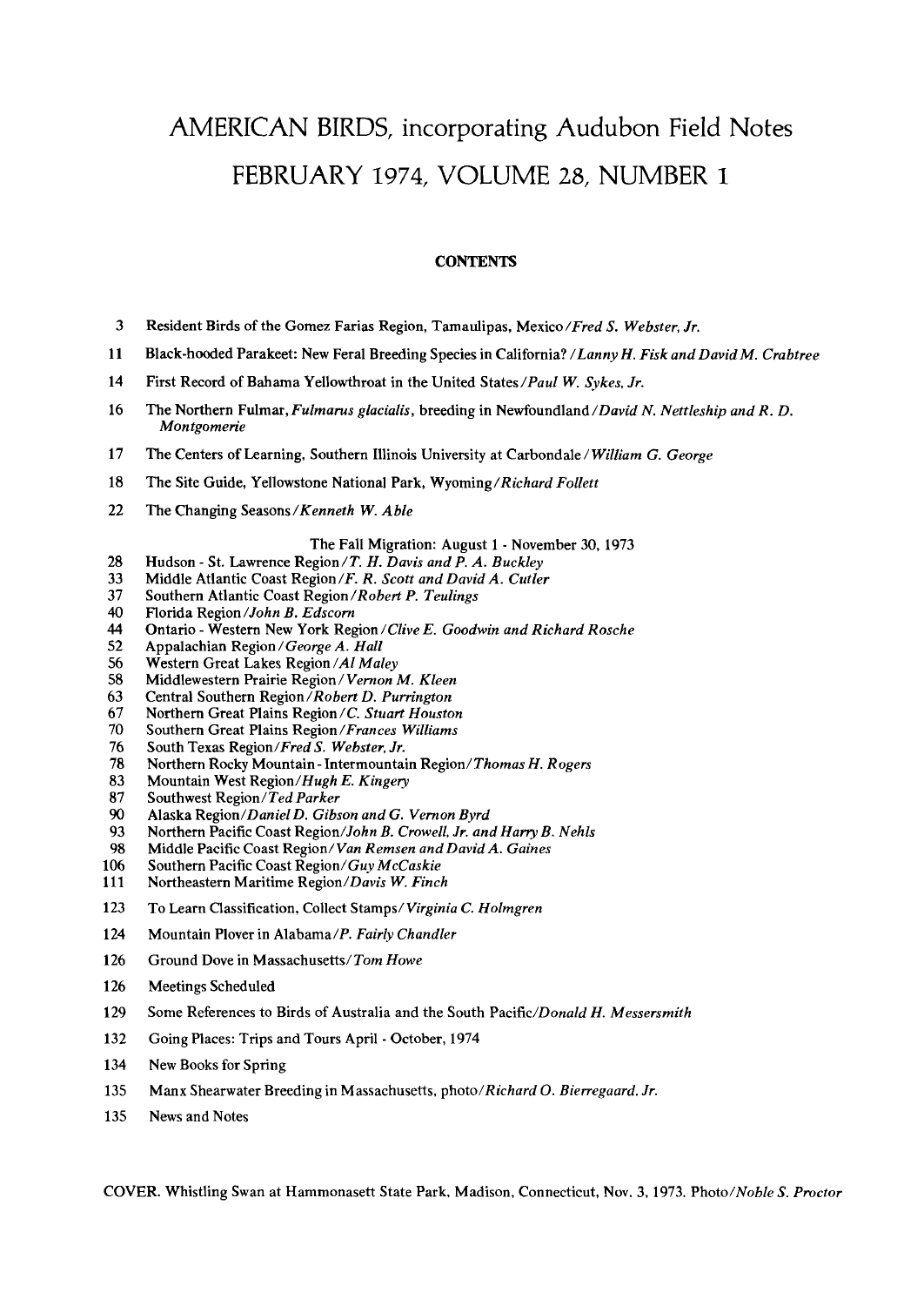# AMERICAN BIRDS, incorporating Audubon Field Notes

# FEBRUARY 1974, VOLUME 28, NUMBER 1

## CONTENTS

3 Resident Birds of the Gomez Farias Region, Tamaulipas, Mexico/*Fred S. Webster, Jr.*

11 Black-hooded Parakeet: New Feral Breeding Species in California? /*Lanny H. Fisk and David M. Crabtree*

14 First Record of Bahama Yellowthroat in the United States/*Paul W. Sykes, Jr.*

16 The Northern Fulmar, *Fulmarus glacialis*, breeding in Newfoundland/*David N. Nettleship and R. D. Montgomerie*

17 The Centers of Learning, Southern Illinois University at Carbondale/*William G. George*

18 The Site Guide, Yellowstone National Park, Wyoming/*Richard Follett*

22 The Changing Seasons/*Kenneth W. Able*

The Fall Migration: August 1 - November 30, 1973

28 Hudson - St. Lawrence Region/*T. H. Davis and P. A. Buckley*
33 Middle Atlantic Coast Region/*F. R. Scott and David A. Cutler*
37 Southern Atlantic Coast Region/*Robert P. Teulings*
40 Florida Region/*John B. Edscorn*
44 Ontario - Western New York Region/*Clive E. Goodwin and Richard Rosche*
52 Appalachian Region/*George A. Hall*
56 Western Great Lakes Region/*Al Maley*
58 Middlewestern Prairie Region/*Vernon M. Kleen*
63 Central Southern Region/*Robert D. Purrington*
67 Northern Great Plains Region/*C. Stuart Houston*
70 Southern Great Plains Region/*Frances Williams*
76 South Texas Region/*Fred S. Webster, Jr.*
78 Northern Rocky Mountain - Intermountain Region/*Thomas H. Rogers*
83 Mountain West Region/*Hugh E. Kingery*
87 Southwest Region/*Ted Parker*
90 Alaska Region/*Daniel D. Gibson and G. Vernon Byrd*
93 Northern Pacific Coast Region/*John B. Crowell, Jr. and Harry B. Nehls*
98 Middle Pacific Coast Region/*Van Remsen and David A. Gaines*
106 Southern Pacific Coast Region/*Guy McCaskie*
111 Northeastern Maritime Region/*Davis W. Finch*

123 To Learn Classification, Collect Stamps/*Virginia C. Holmgren*

124 Mountain Plover in Alabama/*P. Fairly Chandler*

126 Ground Dove in Massachusetts/*Tom Howe*

126 Meetings Scheduled

129 Some References to Birds of Australia and the South Pacific/*Donald H. Messersmith*

132 Going Places: Trips and Tours April - October, 1974

134 New Books for Spring

135 Manx Shearwater Breeding in Massachusetts, photo/*Richard O. Bierregaard, Jr.*

135 News and Notes

COVER. Whistling Swan at Hammonasett State Park, Madison, Connecticut, Nov. 3, 1973. Photo/*Noble S. Proctor*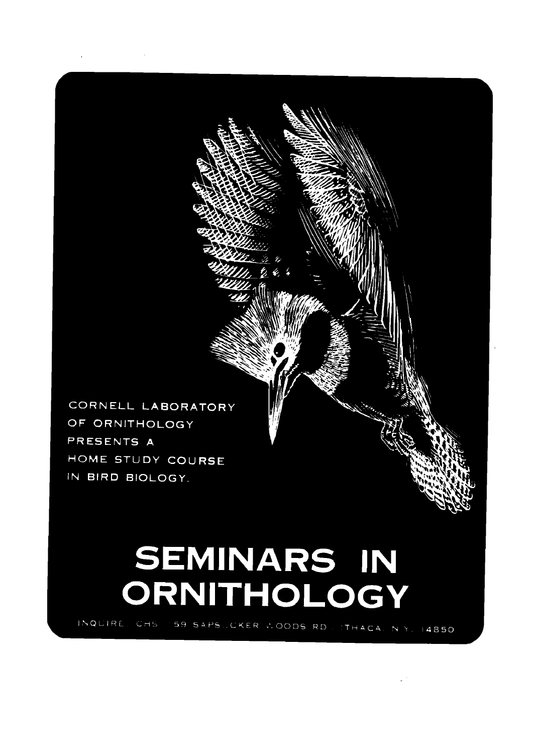CORNELL LABORATORY
OF ORNITHOLOGY
PRESENTS A
HOME STUDY COURSE
IN BIRD BIOLOGY.

# SEMINARS IN ORNITHOLOGY

INQUIRE: CHS · 59 SAPSUCKER WOODS RD · ITHACA, N.Y. 14850